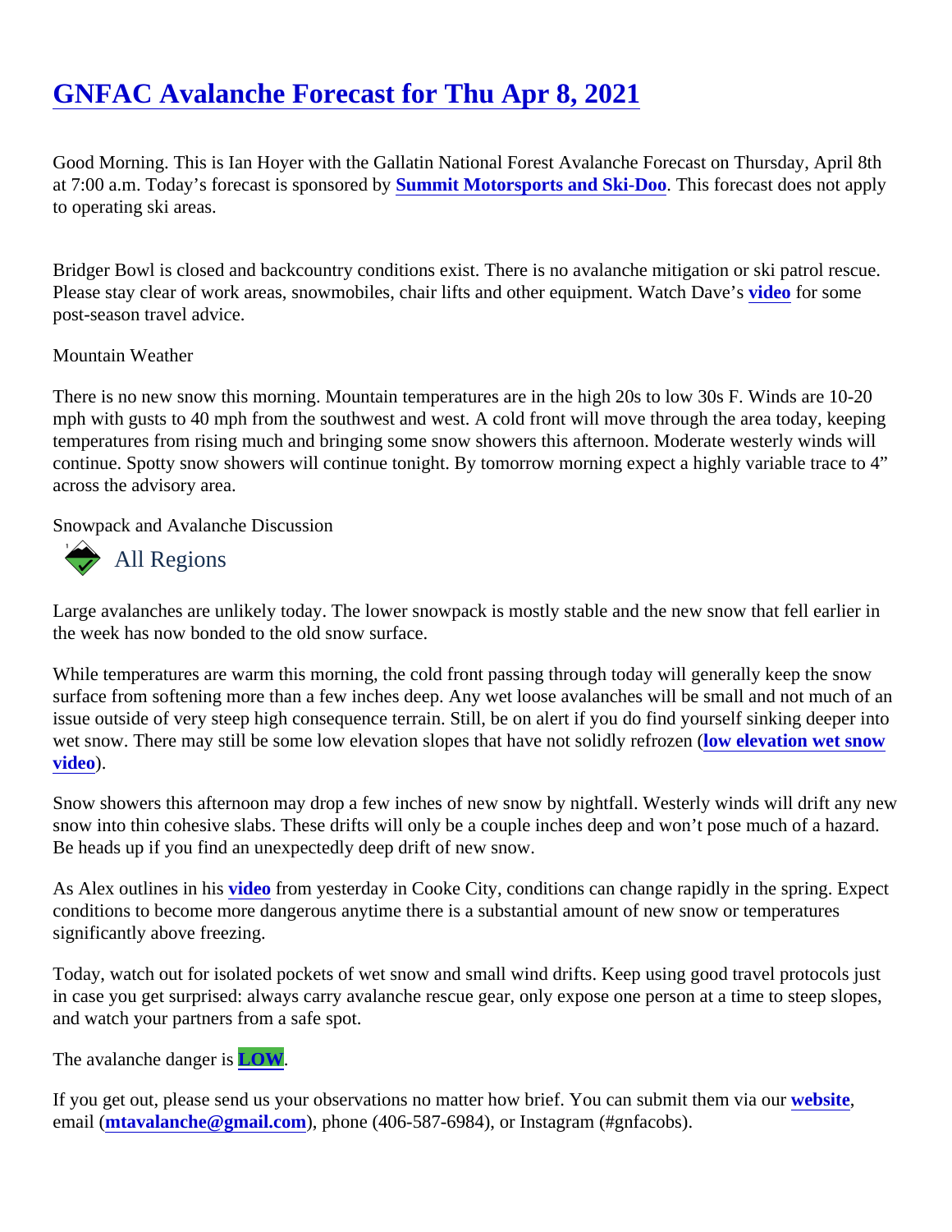# GNFAC Avalanche Forecast for Thu Apr 8, 2021

Good Morning. This is Ian Hoyer with the Gallatin National Forest Avalanche Forecast on Thursday, April 8th at 7:00 a.m. Today's forecast is sponsored by **Summit Motorsports and Ski-Doo**. This forecast does not apply to operating ski areas.

Bridger Bowl is closed and backcountry conditions exist. There is no avalanche mitigation or ski patrol rescue. Please stay clear of work areas, snowmobiles, chair lifts and other equipment. Watch Dave's **video** for some post-season travel advice.

Mountain Weather

There is no new snow this morning. Mountain temperatures are in the high 20s to low 30s F. Winds are 10-20 mph with gusts to 40 mph from the southwest and west. A cold front will move through the area today, keeping temperatures from rising much and bringing some snow showers this afternoon. Moderate westerly winds will continue. Spotty snow showers will continue tonight. By tomorrow morning expect a highly variable trace to 4" across the advisory area.

Snowpack and Avalanche Discussion

## All Regions

Large avalanches are unlikely today. The lower snowpack is mostly stable and the new snow that fell earlier in the week has now bonded to the old snow surface.

While temperatures are warm this morning, the cold front passing through today will generally keep the snow surface from softening more than a few inches deep. Any wet loose avalanches will be small and not much of an issue outside of very steep high consequence terrain. Still, be on alert if you do find yourself sinking deeper into wet snow. There may still be some low elevation slopes that have not solidly refrozen (**low elevation wet snow video**).

Snow showers this afternoon may drop a few inches of new snow by nightfall. Westerly winds will drift any new snow into thin cohesive slabs. These drifts will only be a couple inches deep and won't pose much of a hazard. Be heads up if you find an unexpectedly deep drift of new snow.

As Alex outlines in his **video** from yesterday in Cooke City, conditions can change rapidly in the spring. Expect conditions to become more dangerous anytime there is a substantial amount of new snow or temperatures significantly above freezing.

Today, watch out for isolated pockets of wet snow and small wind drifts. Keep using good travel protocols just in case you get surprised: always carry avalanche rescue gear, only expose one person at a time to steep slopes, and watch your partners from a safe spot.

The avalanche danger is **LOW**.

If you get out, please send us your observations no matter how brief. You can submit them via our **website**, email (**mtavalanche@gmail.com**), phone (406-587-6984), or Instagram (#gnfacobs).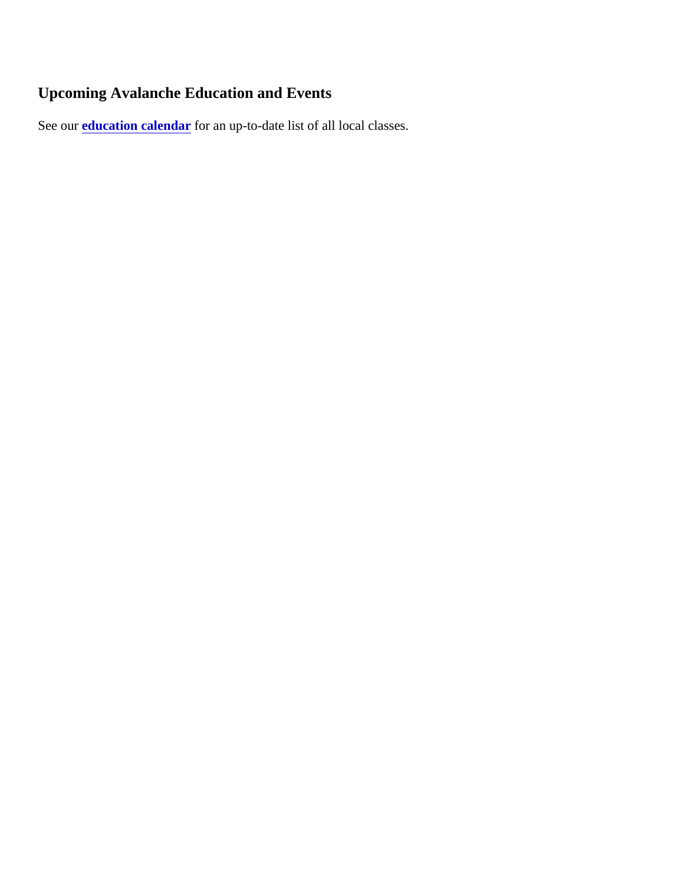## Upcoming Avalanche Education and Events

See our **education calendar** for an up-to-date list of all local classes.